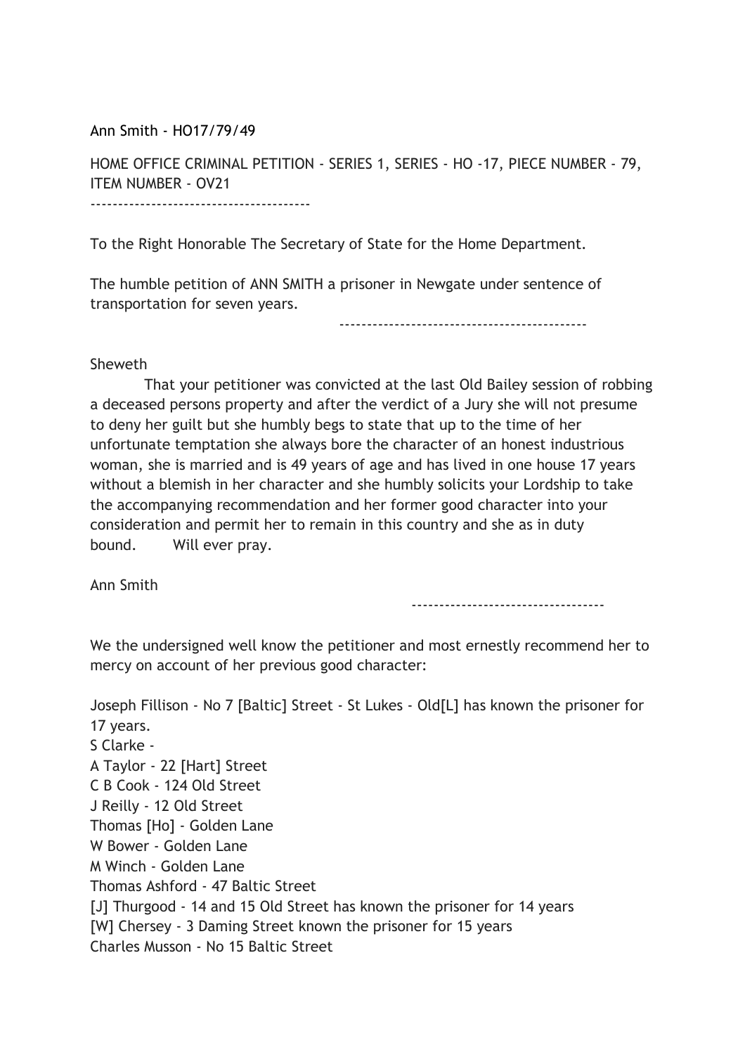Ann Smith - HO17/79/49

HOME OFFICE CRIMINAL PETITION - SERIES 1, SERIES - HO -17, PIECE NUMBER - 79, ITEM NUMBER - OV21

---

To the Right Honorable The Secretary of State for the Home Department.

The humble petition of ANN SMITH a prisoner in Newgate under sentence of transportation for seven years.

---

Sheweth

That your petitioner was convicted at the last Old Bailey session of robbing a deceased persons property and after the verdict of a Jury she will not presume to deny her guilt but she humbly begs to state that up to the time of her unfortunate temptation she always bore the character of an honest industrious woman, she is married and is 49 years of age and has lived in one house 17 years without a blemish in her character and she humbly solicits your Lordship to take the accompanying recommendation and her former good character into your consideration and permit her to remain in this country and she as in duty bound. Will ever pray.

Ann Smith

---

We the undersigned well know the petitioner and most ernestly recommend her to mercy on account of her previous good character:

Joseph Fillison - No 7 [Baltic] Street - St Lukes - Old[L] has known the prisoner for 17 years.
S Clarke -
A Taylor - 22 [Hart] Street
C B Cook - 124 Old Street
J Reilly - 12 Old Street
Thomas [Ho] - Golden Lane
W Bower - Golden Lane
M Winch - Golden Lane
Thomas Ashford - 47 Baltic Street
[J] Thurgood - 14 and 15 Old Street has known the prisoner for 14 years
[W] Chersey - 3 Daming Street known the prisoner for 15 years
Charles Musson - No 15 Baltic Street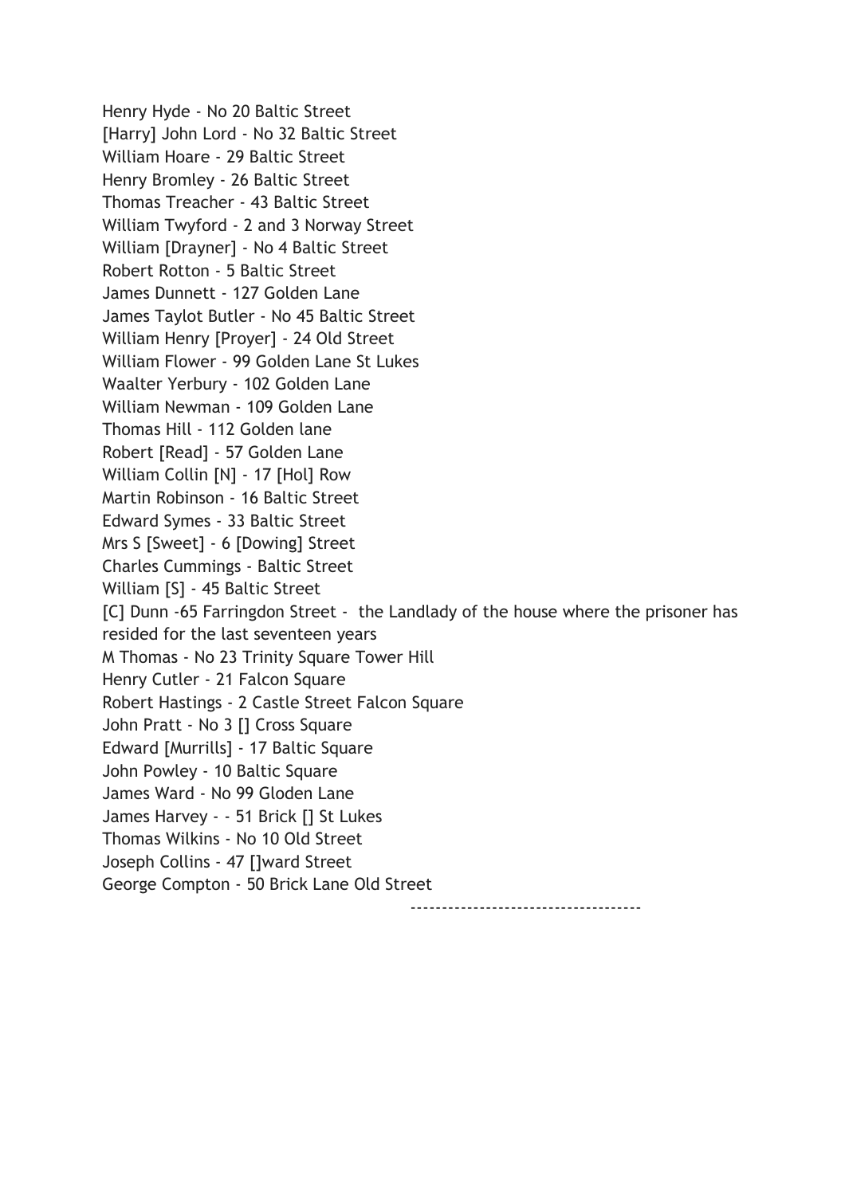Henry Hyde - No 20 Baltic Street
[Harry] John Lord - No 32 Baltic Street
William Hoare - 29 Baltic Street
Henry Bromley - 26 Baltic Street
Thomas Treacher - 43 Baltic Street
William Twyford - 2 and 3 Norway Street
William [Drayner] - No 4 Baltic Street
Robert Rotton - 5 Baltic Street
James Dunnett - 127 Golden Lane
James Taylot Butler - No 45 Baltic Street
William Henry [Proyer] - 24 Old Street
William Flower - 99 Golden Lane St Lukes
Waalter Yerbury - 102 Golden Lane
William Newman - 109 Golden Lane
Thomas Hill - 112 Golden lane
Robert [Read] - 57 Golden Lane
William Collin [N] - 17 [Hol] Row
Martin Robinson - 16 Baltic Street
Edward Symes - 33 Baltic Street
Mrs S [Sweet] - 6 [Dowing] Street
Charles Cummings - Baltic Street
William [S] - 45 Baltic Street
[C] Dunn -65 Farringdon Street - the Landlady of the house where the prisoner has resided for the last seventeen years
M Thomas - No 23 Trinity Square Tower Hill
Henry Cutler - 21 Falcon Square
Robert Hastings - 2 Castle Street Falcon Square
John Pratt - No 3 [] Cross Square
Edward [Murrills] - 17 Baltic Square
John Powley - 10 Baltic Square
James Ward - No 99 Gloden Lane
James Harvey - - 51 Brick [] St Lukes
Thomas Wilkins - No 10 Old Street
Joseph Collins - 47 []ward Street
George Compton - 50 Brick Lane Old Street

------------------------------------